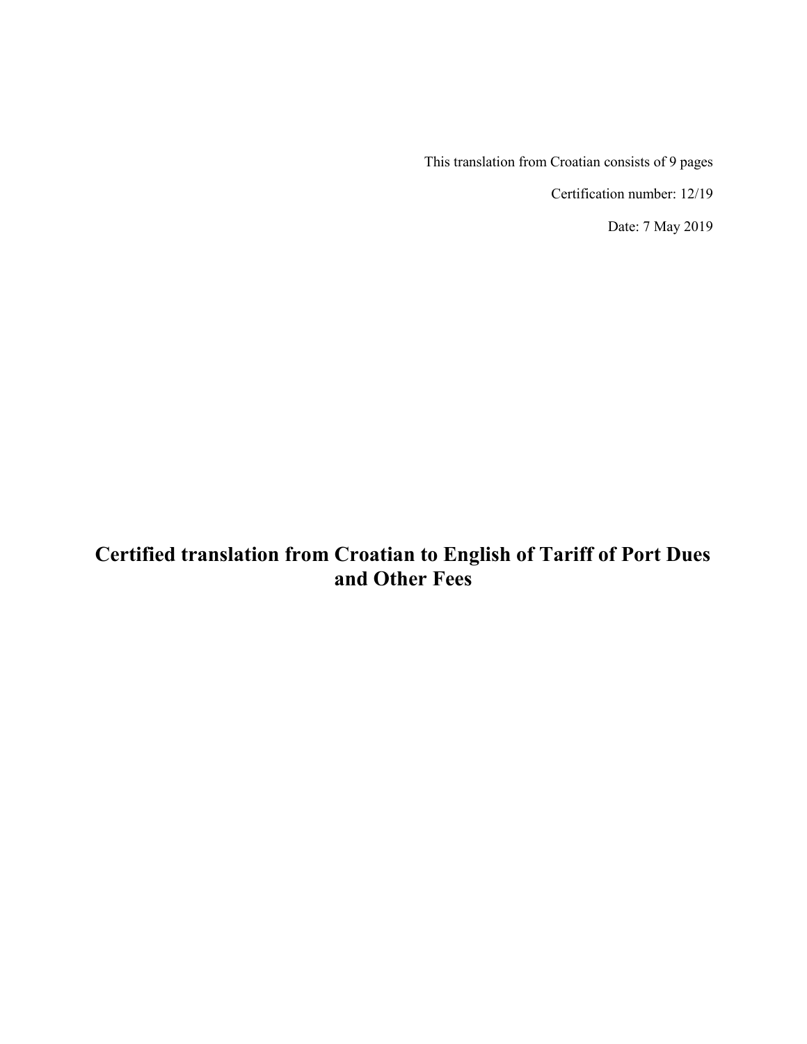This translation from Croatian consists of 9 pages

Certification number: 12/19

Date: 7 May 2019

# Certified translation from Croatian to English of Tariff of Port Dues and Other Fees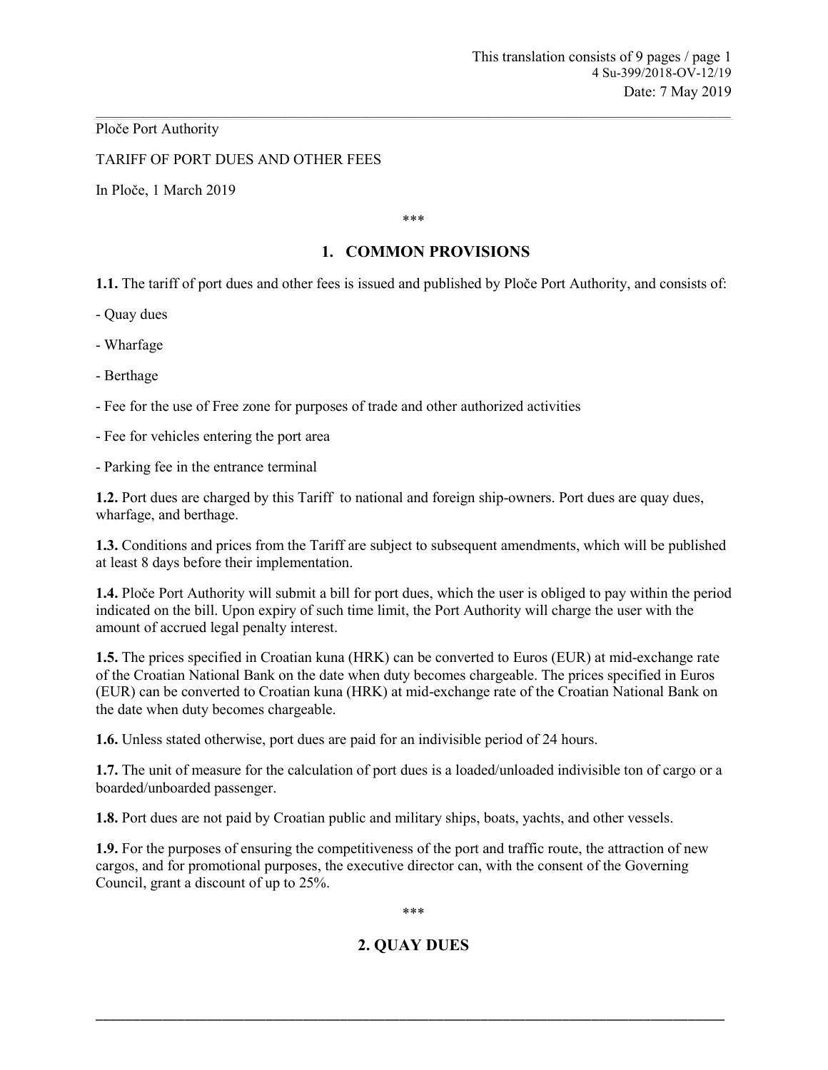Ploče Port Authority

TARIFF OF PORT DUES AND OTHER FEES

In Ploče, 1 March 2019

\*\*\*

## 1. COMMON PROVISIONS

**1.1.** The tariff of port dues and other fees is issued and published by Ploče Port Authority, and consists of:

- Quay dues

- Wharfage

- Berthage

- Fee for the use of Free zone for purposes of trade and other authorized activities

- Fee for vehicles entering the port area

- Parking fee in the entrance terminal

**1.2.** Port dues are charged by this Tariff to national and foreign ship-owners. Port dues are quay dues, wharfage, and berthage.

**1.3.** Conditions and prices from the Tariff are subject to subsequent amendments, which will be published at least 8 days before their implementation.

**1.4.** Ploče Port Authority will submit a bill for port dues, which the user is obliged to pay within the period indicated on the bill. Upon expiry of such time limit, the Port Authority will charge the user with the amount of accrued legal penalty interest.

**1.5.** The prices specified in Croatian kuna (HRK) can be converted to Euros (EUR) at mid-exchange rate of the Croatian National Bank on the date when duty becomes chargeable. The prices specified in Euros (EUR) can be converted to Croatian kuna (HRK) at mid-exchange rate of the Croatian National Bank on the date when duty becomes chargeable.

**1.6.** Unless stated otherwise, port dues are paid for an indivisible period of 24 hours.

**1.7.** The unit of measure for the calculation of port dues is a loaded/unloaded indivisible ton of cargo or a boarded/unboarded passenger.

**1.8.** Port dues are not paid by Croatian public and military ships, boats, yachts, and other vessels.

**1.9.** For the purposes of ensuring the competitiveness of the port and traffic route, the attraction of new cargos, and for promotional purposes, the executive director can, with the consent of the Governing Council, grant a discount of up to 25%.

\*\*\*

## 2. QUAY DUES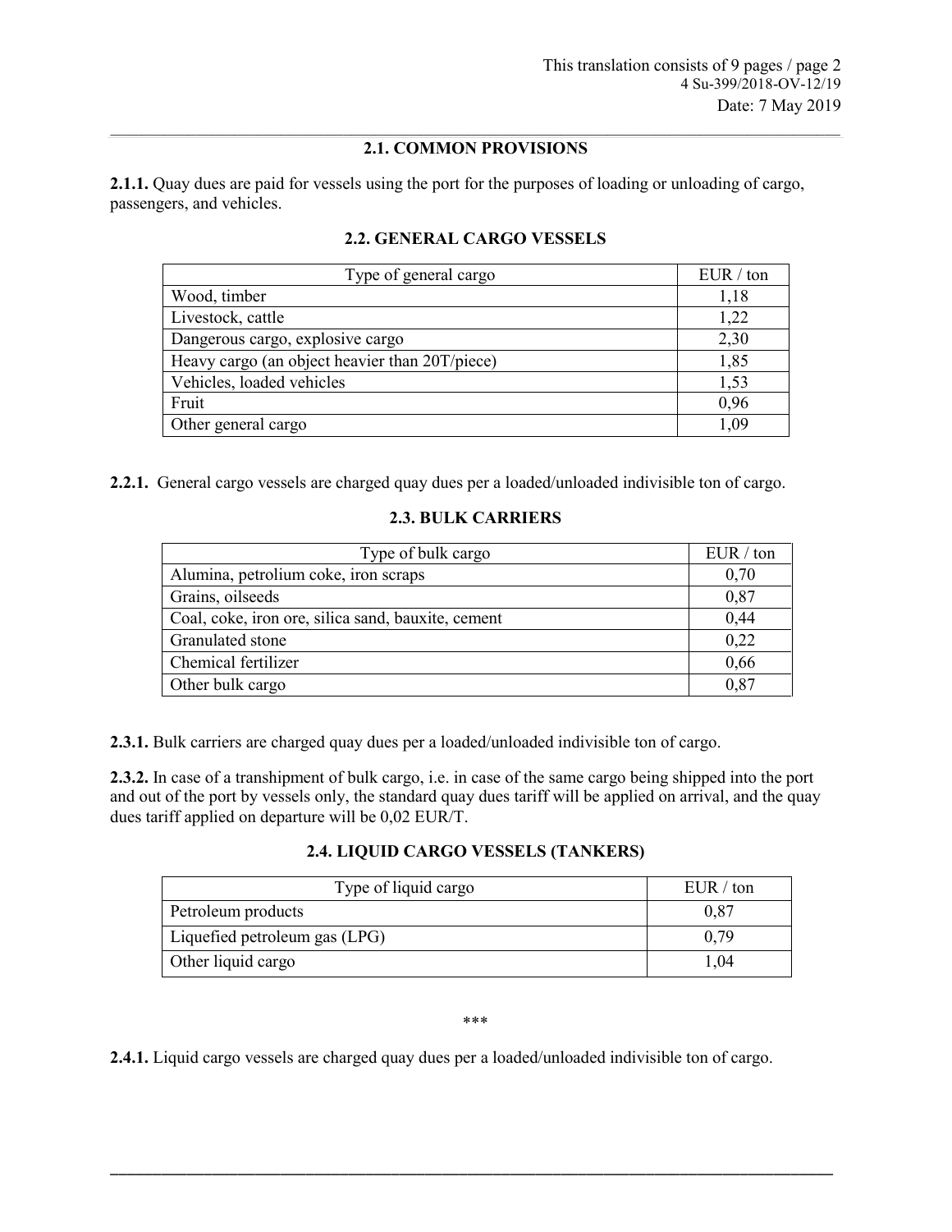## 2.1. COMMON PROVISIONS

**2.1.1.** Quay dues are paid for vessels using the port for the purposes of loading or unloading of cargo, passengers, and vehicles.

## 2.2. GENERAL CARGO VESSELS

| Type of general cargo | EUR / ton |
|---|---|
| Wood, timber | 1,18 |
| Livestock, cattle | 1,22 |
| Dangerous cargo, explosive cargo | 2,30 |
| Heavy cargo (an object heavier than 20T/piece) | 1,85 |
| Vehicles, loaded vehicles | 1,53 |
| Fruit | 0,96 |
| Other general cargo | 1,09 |

**2.2.1.** General cargo vessels are charged quay dues per a loaded/unloaded indivisible ton of cargo.

## 2.3. BULK CARRIERS

| Type of bulk cargo | EUR / ton |
|---|---|
| Alumina, petrolium coke, iron scraps | 0,70 |
| Grains, oilseeds | 0,87 |
| Coal, coke, iron ore, silica sand, bauxite, cement | 0,44 |
| Granulated stone | 0,22 |
| Chemical fertilizer | 0,66 |
| Other bulk cargo | 0,87 |

**2.3.1.** Bulk carriers are charged quay dues per a loaded/unloaded indivisible ton of cargo.

**2.3.2.** In case of a transhipment of bulk cargo, i.e. in case of the same cargo being shipped into the port and out of the port by vessels only, the standard quay dues tariff will be applied on arrival, and the quay dues tariff applied on departure will be 0,02 EUR/T.

## 2.4. LIQUID CARGO VESSELS (TANKERS)

| Type of liquid cargo | EUR / ton |
|---|---|
| Petroleum products | 0,87 |
| Liquefied petroleum gas (LPG) | 0,79 |
| Other liquid cargo | 1,04 |

***

**2.4.1.** Liquid cargo vessels are charged quay dues per a loaded/unloaded indivisible ton of cargo.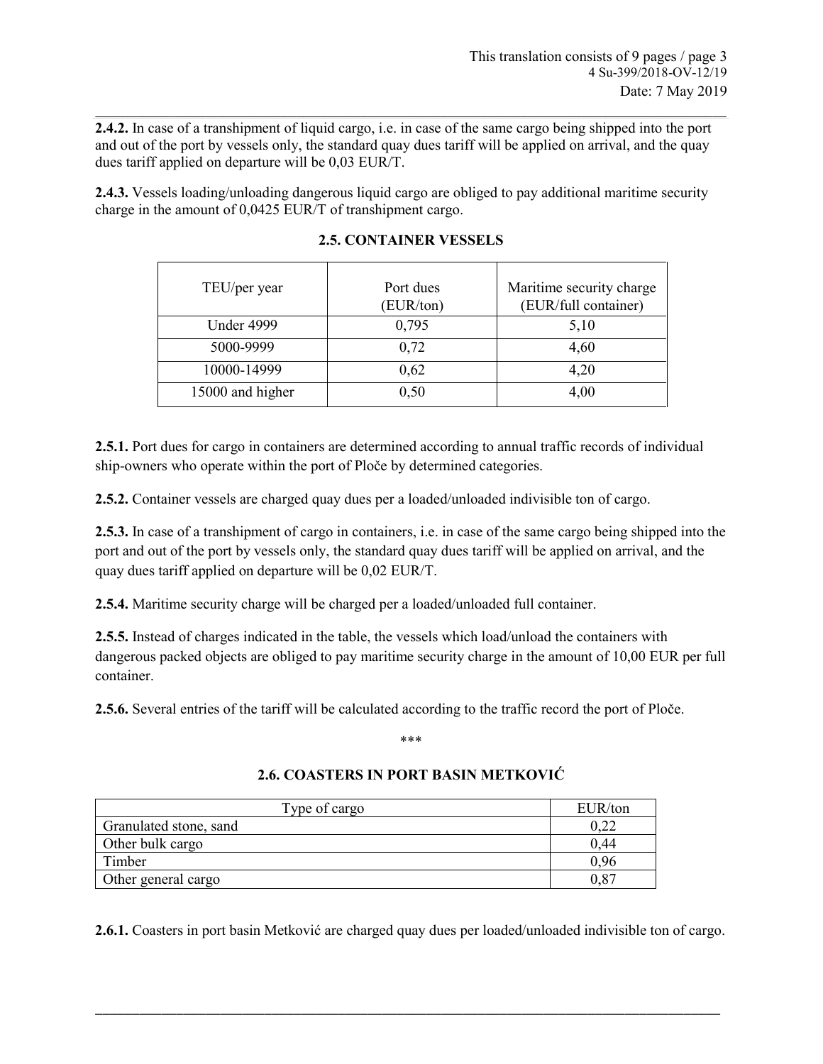**2.4.2.** In case of a transhipment of liquid cargo, i.e. in case of the same cargo being shipped into the port and out of the port by vessels only, the standard quay dues tariff will be applied on arrival, and the quay dues tariff applied on departure will be 0,03 EUR/T.

**2.4.3.** Vessels loading/unloading dangerous liquid cargo are obliged to pay additional maritime security charge in the amount of 0,0425 EUR/T of transhipment cargo.

## 2.5. CONTAINER VESSELS

| TEU/per year | Port dues (EUR/ton) | Maritime security charge (EUR/full container) |
|---|---|---|
| Under 4999 | 0,795 | 5,10 |
| 5000-9999 | 0,72 | 4,60 |
| 10000-14999 | 0,62 | 4,20 |
| 15000 and higher | 0,50 | 4,00 |

**2.5.1.** Port dues for cargo in containers are determined according to annual traffic records of individual ship-owners who operate within the port of Ploče by determined categories.

**2.5.2.** Container vessels are charged quay dues per a loaded/unloaded indivisible ton of cargo.

**2.5.3.** In case of a transhipment of cargo in containers, i.e. in case of the same cargo being shipped into the port and out of the port by vessels only, the standard quay dues tariff will be applied on arrival, and the quay dues tariff applied on departure will be 0,02 EUR/T.

**2.5.4.** Maritime security charge will be charged per a loaded/unloaded full container.

**2.5.5.** Instead of charges indicated in the table, the vessels which load/unload the containers with dangerous packed objects are obliged to pay maritime security charge in the amount of 10,00 EUR per full container.

**2.5.6.** Several entries of the tariff will be calculated according to the traffic record the port of Ploče.

\*\*\*

## 2.6. COASTERS IN PORT BASIN METKOVIĆ

| Type of cargo | EUR/ton |
|---|---|
| Granulated stone, sand | 0,22 |
| Other bulk cargo | 0,44 |
| Timber | 0,96 |
| Other general cargo | 0,87 |

**2.6.1.** Coasters in port basin Metković are charged quay dues per loaded/unloaded indivisible ton of cargo.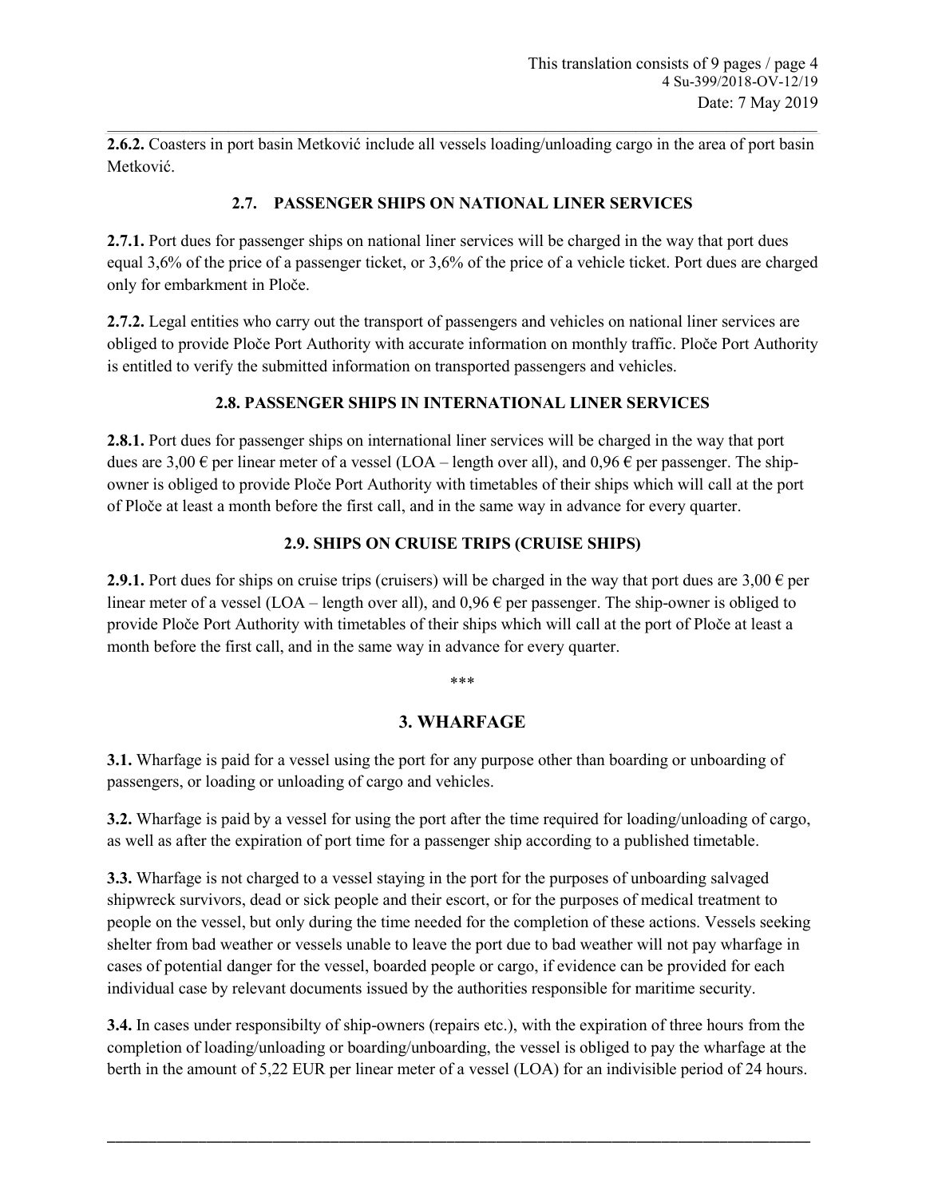**2.6.2.** Coasters in port basin Metković include all vessels loading/unloading cargo in the area of port basin Metković.

### 2.7. PASSENGER SHIPS ON NATIONAL LINER SERVICES

**2.7.1.** Port dues for passenger ships on national liner services will be charged in the way that port dues equal 3,6% of the price of a passenger ticket, or 3,6% of the price of a vehicle ticket. Port dues are charged only for embarkment in Ploče.

**2.7.2.** Legal entities who carry out the transport of passengers and vehicles on national liner services are obliged to provide Ploče Port Authority with accurate information on monthly traffic. Ploče Port Authority is entitled to verify the submitted information on transported passengers and vehicles.

### 2.8. PASSENGER SHIPS IN INTERNATIONAL LINER SERVICES

**2.8.1.** Port dues for passenger ships on international liner services will be charged in the way that port dues are 3,00 € per linear meter of a vessel (LOA – length over all), and 0,96 € per passenger. The ship-owner is obliged to provide Ploče Port Authority with timetables of their ships which will call at the port of Ploče at least a month before the first call, and in the same way in advance for every quarter.

### 2.9. SHIPS ON CRUISE TRIPS (CRUISE SHIPS)

**2.9.1.** Port dues for ships on cruise trips (cruisers) will be charged in the way that port dues are 3,00 € per linear meter of a vessel (LOA – length over all), and 0,96 € per passenger. The ship-owner is obliged to provide Ploče Port Authority with timetables of their ships which will call at the port of Ploče at least a month before the first call, and in the same way in advance for every quarter.

\*\*\*

## 3. WHARFAGE

**3.1.** Wharfage is paid for a vessel using the port for any purpose other than boarding or unboarding of passengers, or loading or unloading of cargo and vehicles.

**3.2.** Wharfage is paid by a vessel for using the port after the time required for loading/unloading of cargo, as well as after the expiration of port time for a passenger ship according to a published timetable.

**3.3.** Wharfage is not charged to a vessel staying in the port for the purposes of unboarding salvaged shipwreck survivors, dead or sick people and their escort, or for the purposes of medical treatment to people on the vessel, but only during the time needed for the completion of these actions. Vessels seeking shelter from bad weather or vessels unable to leave the port due to bad weather will not pay wharfage in cases of potential danger for the vessel, boarded people or cargo, if evidence can be provided for each individual case by relevant documents issued by the authorities responsible for maritime security.

**3.4.** In cases under responsibilty of ship-owners (repairs etc.), with the expiration of three hours from the completion of loading/unloading or boarding/unboarding, the vessel is obliged to pay the wharfage at the berth in the amount of 5,22 EUR per linear meter of a vessel (LOA) for an indivisible period of 24 hours.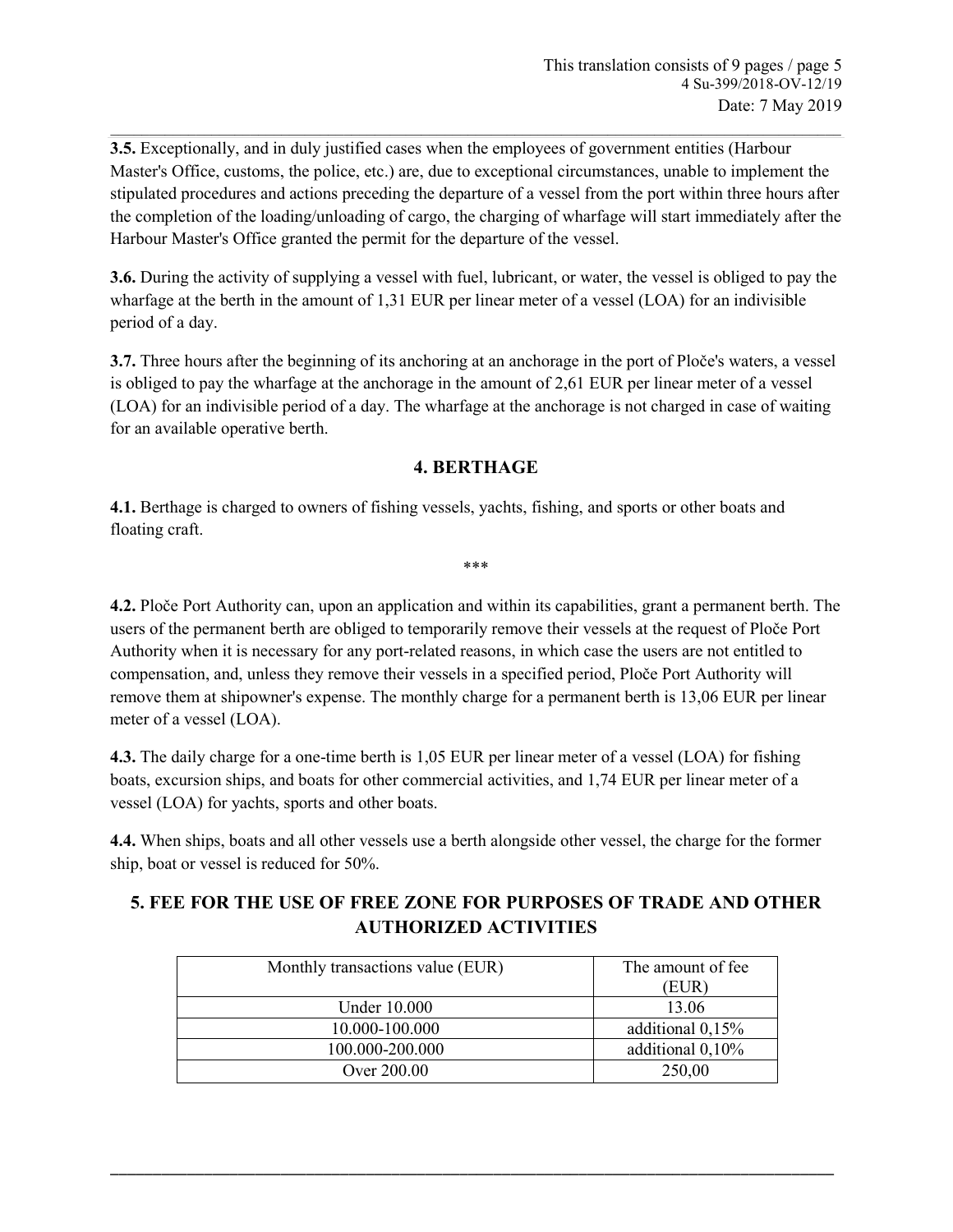**3.5.** Exceptionally, and in duly justified cases when the employees of government entities (Harbour Master's Office, customs, the police, etc.) are, due to exceptional circumstances, unable to implement the stipulated procedures and actions preceding the departure of a vessel from the port within three hours after the completion of the loading/unloading of cargo, the charging of wharfage will start immediately after the Harbour Master's Office granted the permit for the departure of the vessel.

**3.6.** During the activity of supplying a vessel with fuel, lubricant, or water, the vessel is obliged to pay the wharfage at the berth in the amount of 1,31 EUR per linear meter of a vessel (LOA) for an indivisible period of a day.

**3.7.** Three hours after the beginning of its anchoring at an anchorage in the port of Ploče's waters, a vessel is obliged to pay the wharfage at the anchorage in the amount of 2,61 EUR per linear meter of a vessel (LOA) for an indivisible period of a day. The wharfage at the anchorage is not charged in case of waiting for an available operative berth.

## 4. BERTHAGE

**4.1.** Berthage is charged to owners of fishing vessels, yachts, fishing, and sports or other boats and floating craft.

***

**4.2.** Ploče Port Authority can, upon an application and within its capabilities, grant a permanent berth. The users of the permanent berth are obliged to temporarily remove their vessels at the request of Ploče Port Authority when it is necessary for any port-related reasons, in which case the users are not entitled to compensation, and, unless they remove their vessels in a specified period, Ploče Port Authority will remove them at shipowner's expense. The monthly charge for a permanent berth is 13,06 EUR per linear meter of a vessel (LOA).

**4.3.** The daily charge for a one-time berth is 1,05 EUR per linear meter of a vessel (LOA) for fishing boats, excursion ships, and boats for other commercial activities, and 1,74 EUR per linear meter of a vessel (LOA) for yachts, sports and other boats.

**4.4.** When ships, boats and all other vessels use a berth alongside other vessel, the charge for the former ship, boat or vessel is reduced for 50%.

## 5. FEE FOR THE USE OF FREE ZONE FOR PURPOSES OF TRADE AND OTHER AUTHORIZED ACTIVITIES

| Monthly transactions value (EUR) | The amount of fee (EUR) |
|---|---|
| Under 10.000 | 13.06 |
| 10.000-100.000 | additional 0,15% |
| 100.000-200.000 | additional 0,10% |
| Over 200.00 | 250,00 |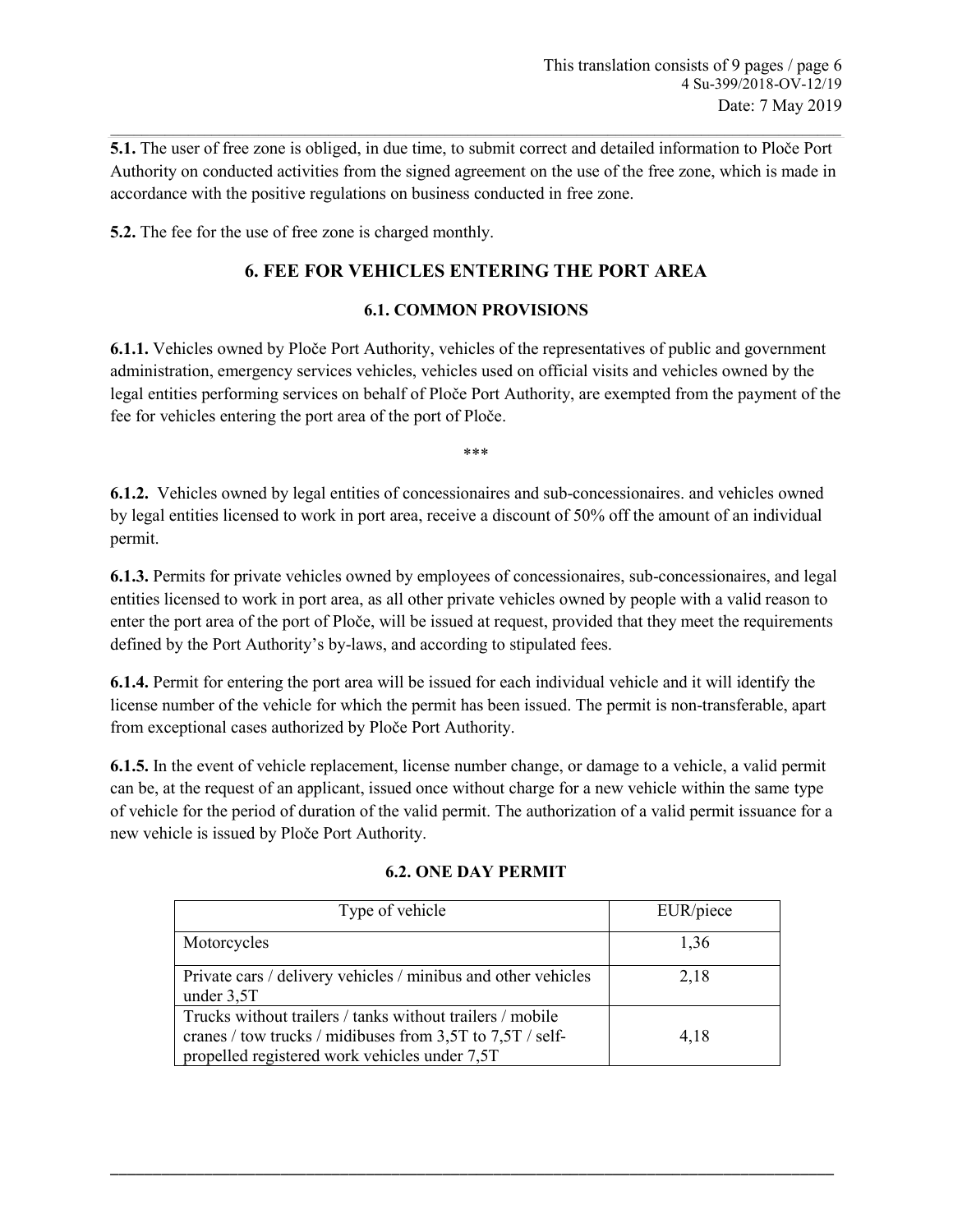**5.1.** The user of free zone is obliged, in due time, to submit correct and detailed information to Ploče Port Authority on conducted activities from the signed agreement on the use of the free zone, which is made in accordance with the positive regulations on business conducted in free zone.

**5.2.** The fee for the use of free zone is charged monthly.

## 6. FEE FOR VEHICLES ENTERING THE PORT AREA

### 6.1. COMMON PROVISIONS

**6.1.1.** Vehicles owned by Ploče Port Authority, vehicles of the representatives of public and government administration, emergency services vehicles, vehicles used on official visits and vehicles owned by the legal entities performing services on behalf of Ploče Port Authority, are exempted from the payment of the fee for vehicles entering the port area of the port of Ploče.

***

**6.1.2.** Vehicles owned by legal entities of concessionaires and sub-concessionaires. and vehicles owned by legal entities licensed to work in port area, receive a discount of 50% off the amount of an individual permit.

**6.1.3.** Permits for private vehicles owned by employees of concessionaires, sub-concessionaires, and legal entities licensed to work in port area, as all other private vehicles owned by people with a valid reason to enter the port area of the port of Ploče, will be issued at request, provided that they meet the requirements defined by the Port Authority's by-laws, and according to stipulated fees.

**6.1.4.** Permit for entering the port area will be issued for each individual vehicle and it will identify the license number of the vehicle for which the permit has been issued. The permit is non-transferable, apart from exceptional cases authorized by Ploče Port Authority.

**6.1.5.** In the event of vehicle replacement, license number change, or damage to a vehicle, a valid permit can be, at the request of an applicant, issued once without charge for a new vehicle within the same type of vehicle for the period of duration of the valid permit. The authorization of a valid permit issuance for a new vehicle is issued by Ploče Port Authority.

### 6.2. ONE DAY PERMIT

| Type of vehicle | EUR/piece |
|---|---|
| Motorcycles | 1,36 |
| Private cars / delivery vehicles / minibus and other vehicles under 3,5T | 2,18 |
| Trucks without trailers / tanks without trailers / mobile cranes / tow trucks / midibuses from 3,5T to 7,5T / self-propelled registered work vehicles under 7,5T | 4,18 |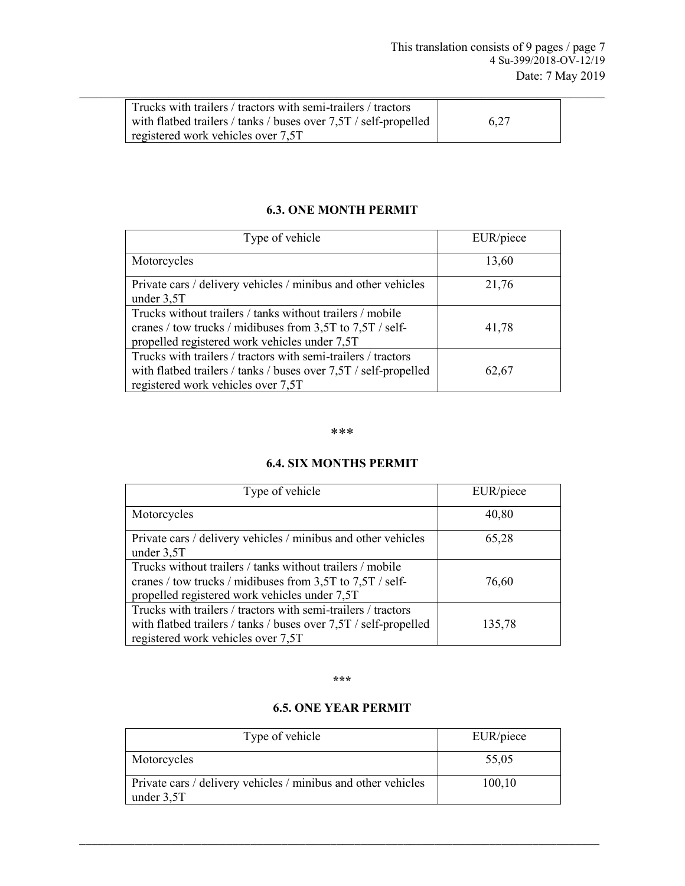| | |
|---|---|
| Trucks with trailers / tractors with semi-trailers / tractors with flatbed trailers / tanks / buses over 7,5T / self-propelled registered work vehicles over 7,5T | 6,27 |

### 6.3. ONE MONTH PERMIT

| Type of vehicle | EUR/piece |
|---|---|
| Motorcycles | 13,60 |
| Private cars / delivery vehicles / minibus and other vehicles under 3,5T | 21,76 |
| Trucks without trailers / tanks without trailers / mobile cranes / tow trucks / midibuses from 3,5T to 7,5T / self-propelled registered work vehicles under 7,5T | 41,78 |
| Trucks with trailers / tractors with semi-trailers / tractors with flatbed trailers / tanks / buses over 7,5T / self-propelled registered work vehicles over 7,5T | 62,67 |

***

### 6.4. SIX MONTHS PERMIT

| Type of vehicle | EUR/piece |
|---|---|
| Motorcycles | 40,80 |
| Private cars / delivery vehicles / minibus and other vehicles under 3,5T | 65,28 |
| Trucks without trailers / tanks without trailers / mobile cranes / tow trucks / midibuses from 3,5T to 7,5T / self-propelled registered work vehicles under 7,5T | 76,60 |
| Trucks with trailers / tractors with semi-trailers / tractors with flatbed trailers / tanks / buses over 7,5T / self-propelled registered work vehicles over 7,5T | 135,78 |

***

### 6.5. ONE YEAR PERMIT

| Type of vehicle | EUR/piece |
|---|---|
| Motorcycles | 55,05 |
| Private cars / delivery vehicles / minibus and other vehicles under 3,5T | 100,10 |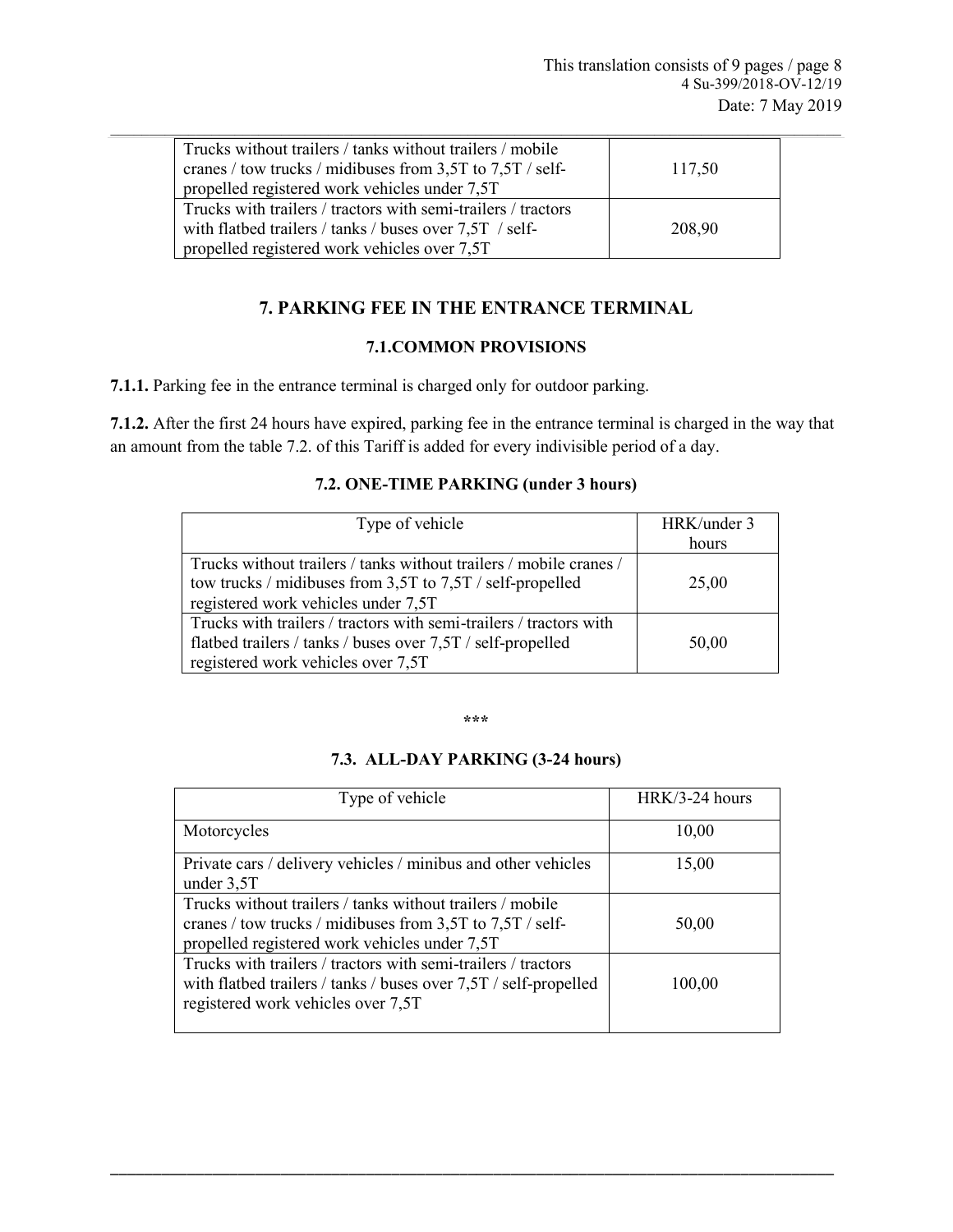| | |
|---|---|
| Trucks without trailers / tanks without trailers / mobile cranes / tow trucks / midibuses from 3,5T to 7,5T / self-propelled registered work vehicles under 7,5T | 117,50 |
| Trucks with trailers / tractors with semi-trailers / tractors with flatbed trailers / tanks / buses over 7,5T / self-propelled registered work vehicles over 7,5T | 208,90 |

## 7. PARKING FEE IN THE ENTRANCE TERMINAL

### 7.1.COMMON PROVISIONS

**7.1.1.** Parking fee in the entrance terminal is charged only for outdoor parking.

**7.1.2.** After the first 24 hours have expired, parking fee in the entrance terminal is charged in the way that an amount from the table 7.2. of this Tariff is added for every indivisible period of a day.

### 7.2. ONE-TIME PARKING (under 3 hours)

| Type of vehicle | HRK/under 3 hours |
|---|---|
| Trucks without trailers / tanks without trailers / mobile cranes / tow trucks / midibuses from 3,5T to 7,5T / self-propelled registered work vehicles under 7,5T | 25,00 |
| Trucks with trailers / tractors with semi-trailers / tractors with flatbed trailers / tanks / buses over 7,5T / self-propelled registered work vehicles over 7,5T | 50,00 |

***

### 7.3. ALL-DAY PARKING (3-24 hours)

| Type of vehicle | HRK/3-24 hours |
|---|---|
| Motorcycles | 10,00 |
| Private cars / delivery vehicles / minibus and other vehicles under 3,5T | 15,00 |
| Trucks without trailers / tanks without trailers / mobile cranes / tow trucks / midibuses from 3,5T to 7,5T / self-propelled registered work vehicles under 7,5T | 50,00 |
| Trucks with trailers / tractors with semi-trailers / tractors with flatbed trailers / tanks / buses over 7,5T / self-propelled registered work vehicles over 7,5T | 100,00 |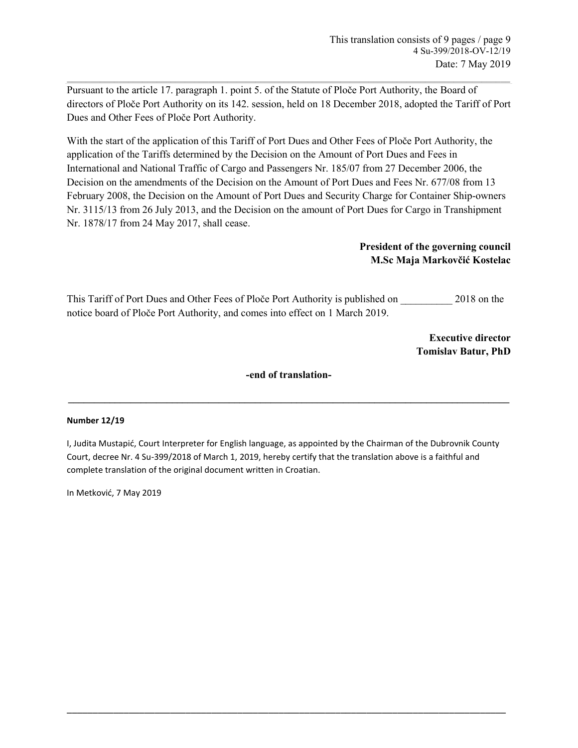Pursuant to the article 17. paragraph 1. point 5. of the Statute of Ploče Port Authority, the Board of directors of Ploče Port Authority on its 142. session, held on 18 December 2018, adopted the Tariff of Port Dues and Other Fees of Ploče Port Authority.

With the start of the application of this Tariff of Port Dues and Other Fees of Ploče Port Authority, the application of the Tariffs determined by the Decision on the Amount of Port Dues and Fees in International and National Traffic of Cargo and Passengers Nr. 185/07 from 27 December 2006, the Decision on the amendments of the Decision on the Amount of Port Dues and Fees Nr. 677/08 from 13 February 2008, the Decision on the Amount of Port Dues and Security Charge for Container Ship-owners Nr. 3115/13 from 26 July 2013, and the Decision on the amount of Port Dues for Cargo in Transhipment Nr. 1878/17 from 24 May 2017, shall cease.

**President of the governing council**
**M.Sc Maja Markovčić Kostelac**

This Tariff of Port Dues and Other Fees of Ploče Port Authority is published on __________ 2018 on the notice board of Ploče Port Authority, and comes into effect on 1 March 2019.

**Executive director**
**Tomislav Batur, PhD**

**-end of translation-**

---

**Number 12/19**

I, Judita Mustapić, Court Interpreter for English language, as appointed by the Chairman of the Dubrovnik County Court, decree Nr. 4 Su-399/2018 of March 1, 2019, hereby certify that the translation above is a faithful and complete translation of the original document written in Croatian.

In Metković, 7 May 2019